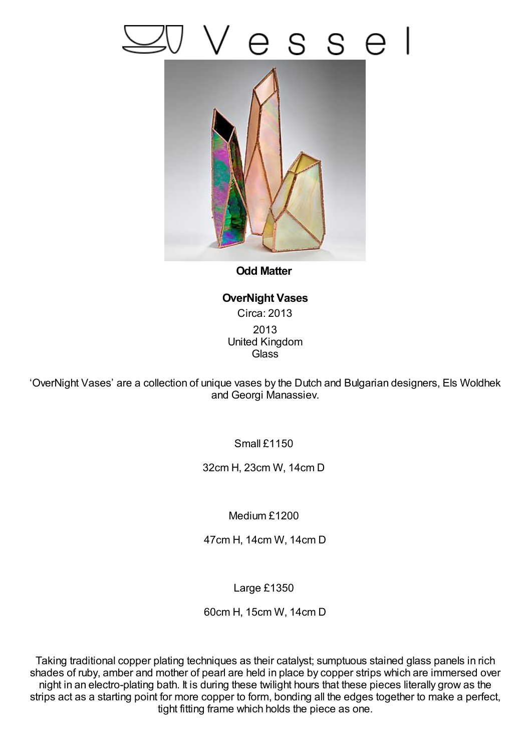# Vessel

**Odd Matter**

**OverNight Vases**

Circa: 2013

2013
United Kingdom
Glass

'OverNight Vases' are a collection of unique vases by the Dutch and Bulgarian designers, Els Woldhek and Georgi Manassiev.

Small £1150

32cm H, 23cm W, 14cm D

Medium £1200

47cm H, 14cm W, 14cm D

Large £1350

60cm H, 15cm W, 14cm D

Taking traditional copper plating techniques as their catalyst; sumptuous stained glass panels in rich shades of ruby, amber and mother of pearl are held in place by copper strips which are immersed over night in an electro-plating bath. It is during these twilight hours that these pieces literally grow as the strips act as a starting point for more copper to form, bonding all the edges together to make a perfect, tight fitting frame which holds the piece as one.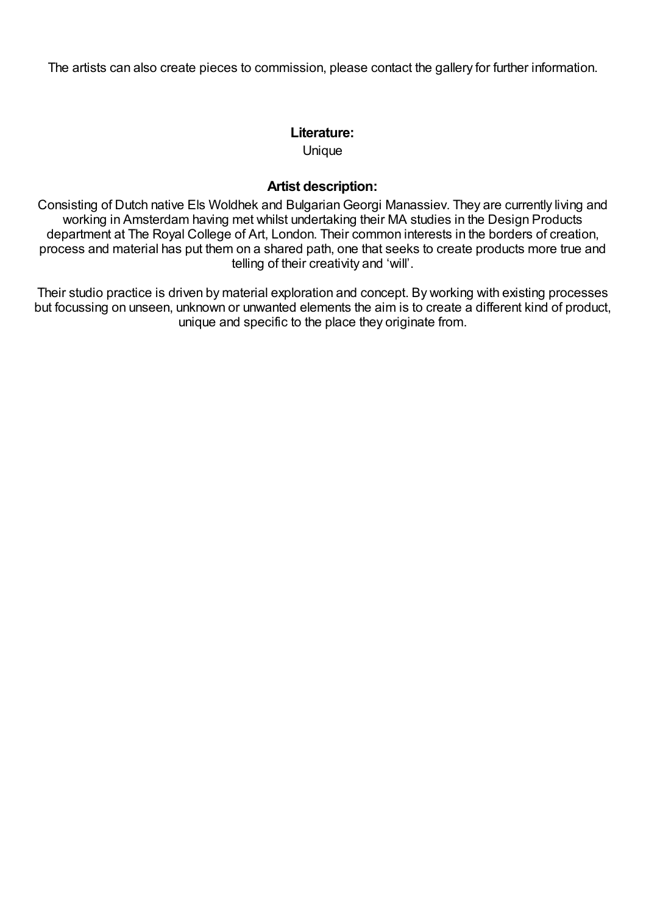The artists can also create pieces to commission, please contact the gallery for further information.

**Literature:**

Unique

**Artist description:**

Consisting of Dutch native Els Woldhek and Bulgarian Georgi Manassiev. They are currently living and working in Amsterdam having met whilst undertaking their MA studies in the Design Products department at The Royal College of Art, London. Their common interests in the borders of creation, process and material has put them on a shared path, one that seeks to create products more true and telling of their creativity and 'will'.

Their studio practice is driven by material exploration and concept. By working with existing processes but focussing on unseen, unknown or unwanted elements the aim is to create a different kind of product, unique and specific to the place they originate from.